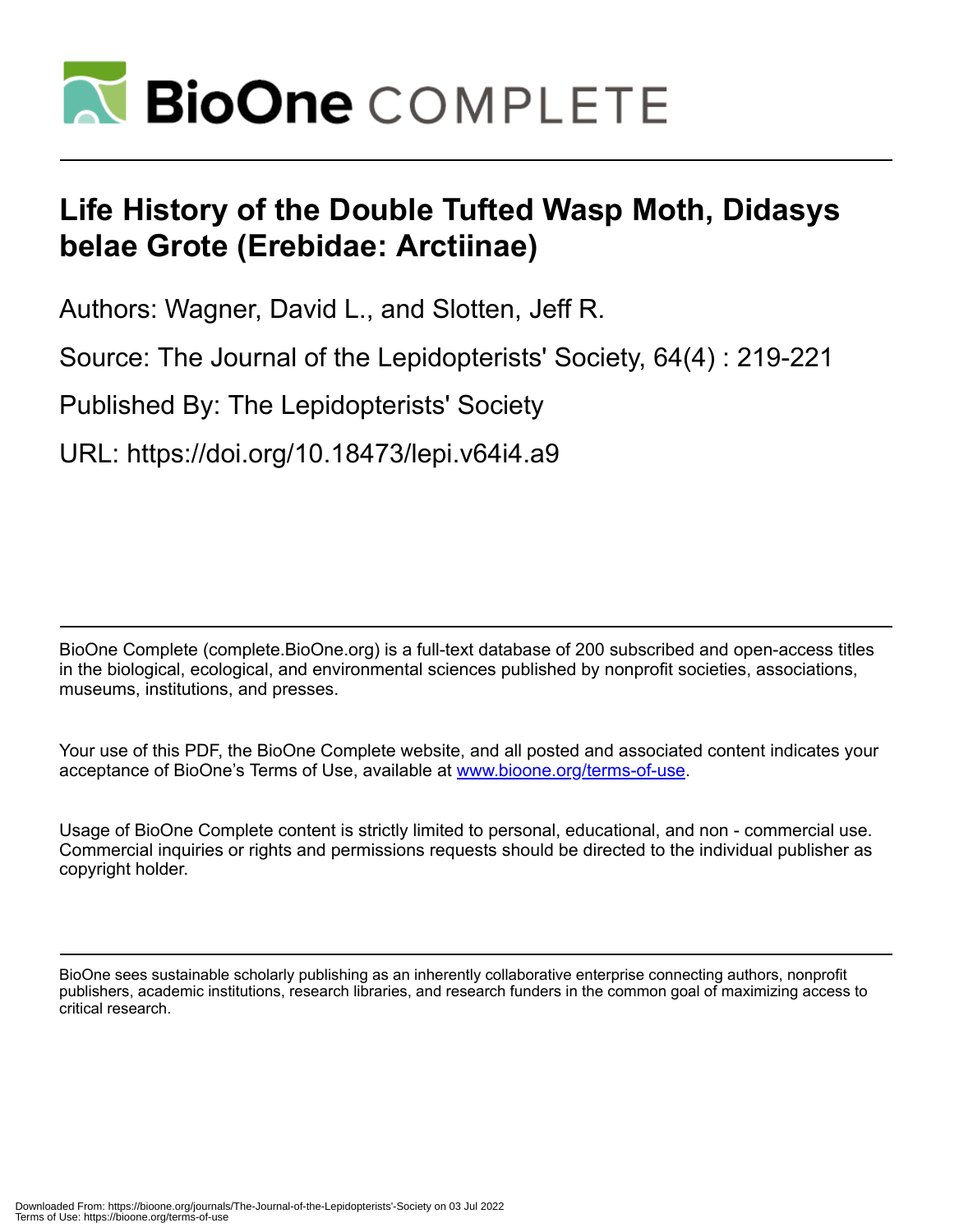# Life History of the Double Tufted Wasp Moth, Didasys belae Grote (Erebidae: Arctiinae)

Authors: Wagner, David L., and Slotten, Jeff R.

Source: The Journal of the Lepidopterists' Society, 64(4) : 219-221

Published By: The Lepidopterists' Society

URL: https://doi.org/10.18473/lepi.v64i4.a9

BioOne Complete (complete.BioOne.org) is a full-text database of 200 subscribed and open-access titles in the biological, ecological, and environmental sciences published by nonprofit societies, associations, museums, institutions, and presses.

Your use of this PDF, the BioOne Complete website, and all posted and associated content indicates your acceptance of BioOne's Terms of Use, available at www.bioone.org/terms-of-use.

Usage of BioOne Complete content is strictly limited to personal, educational, and non - commercial use. Commercial inquiries or rights and permissions requests should be directed to the individual publisher as copyright holder.

BioOne sees sustainable scholarly publishing as an inherently collaborative enterprise connecting authors, nonprofit publishers, academic institutions, research libraries, and research funders in the common goal of maximizing access to critical research.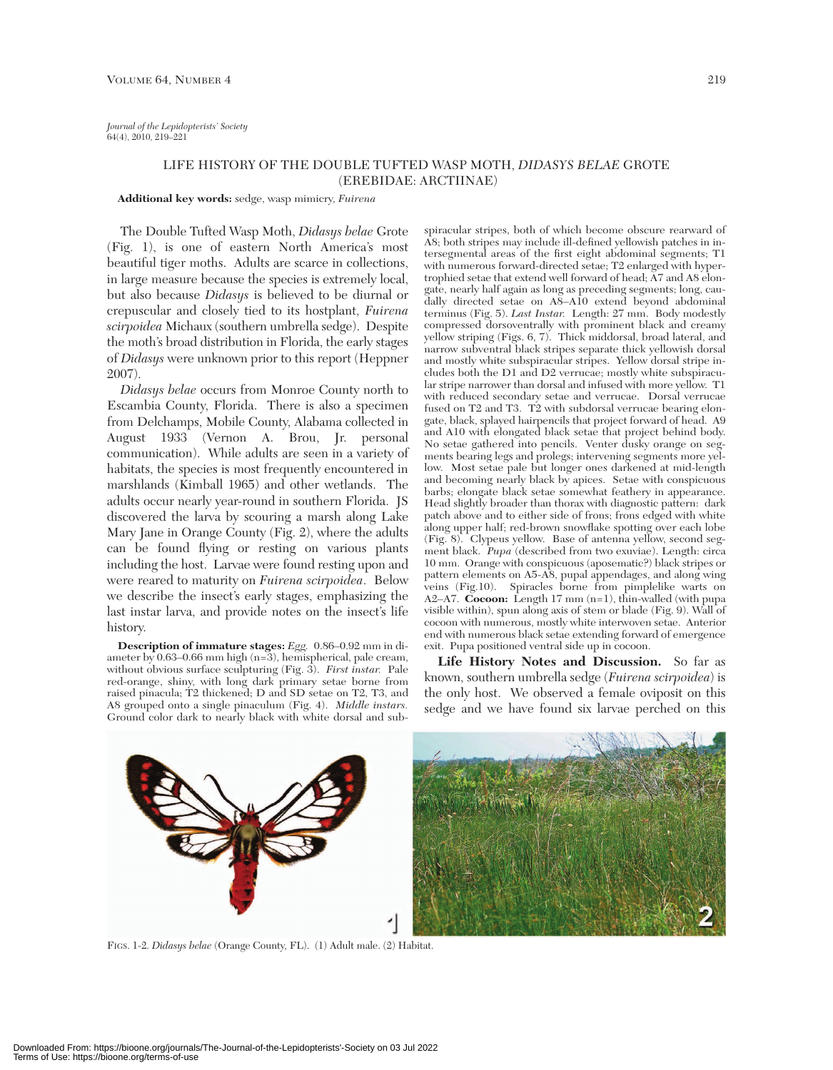*Journal of the Lepidopterists' Society*
64(4), 2010, 219–221

# LIFE HISTORY OF THE DOUBLE TUFTED WASP MOTH, *DIDASYS BELAE* GROTE (EREBIDAE: ARCTIINAE)

**Additional key words:** sedge, wasp mimicry, *Fuirena*

The Double Tufted Wasp Moth, *Didasys belae* Grote (Fig. 1), is one of eastern North America's most beautiful tiger moths. Adults are scarce in collections, in large measure because the species is extremely local, but also because *Didasys* is believed to be diurnal or crepuscular and closely tied to its hostplant, *Fuirena scirpoidea* Michaux (southern umbrella sedge). Despite the moth's broad distribution in Florida, the early stages of *Didasys* were unknown prior to this report (Heppner 2007).

*Didasys belae* occurs from Monroe County north to Escambia County, Florida. There is also a specimen from Delchamps, Mobile County, Alabama collected in August 1933 (Vernon A. Brou, Jr. personal communication). While adults are seen in a variety of habitats, the species is most frequently encountered in marshlands (Kimball 1965) and other wetlands. The adults occur nearly year-round in southern Florida. JS discovered the larva by scouring a marsh along Lake Mary Jane in Orange County (Fig. 2), where the adults can be found flying or resting on various plants including the host. Larvae were found resting upon and were reared to maturity on *Fuirena scirpoidea*. Below we describe the insect's early stages, emphasizing the last instar larva, and provide notes on the insect's life history.

**Description of immature stages:** *Egg.* 0.86–0.92 mm in diameter by 0.63–0.66 mm high (n=3), hemispherical, pale cream, without obvious surface sculpturing (Fig. 3). *First instar.* Pale red-orange, shiny, with long dark primary setae borne from raised pinacula; T2 thickened; D and SD setae on T2, T3, and A8 grouped onto a single pinaculum (Fig. 4). *Middle instars.* Ground color dark to nearly black with white dorsal and subspiracular stripes, both of which become obscure rearward of A8; both stripes may include ill-defined yellowish patches in intersegmental areas of the first eight abdominal segments; T1 with numerous forward-directed setae; T2 enlarged with hypertrophied setae that extend well forward of head; A7 and A8 elongate, nearly half again as long as preceding segments; long, caudally directed setae on A8–A10 extend beyond abdominal terminus (Fig. 5). *Last Instar.* Length: 27 mm. Body modestly compressed dorsoventrally with prominent black and creamy yellow striping (Figs. 6, 7). Thick middorsal, broad lateral, and narrow subventral black stripes separate thick yellowish dorsal and mostly white subspiracular stripes. Yellow dorsal stripe includes both the D1 and D2 verrucae; mostly white subspiracular stripe narrower than dorsal and infused with more yellow. T1 with reduced secondary setae and verrucae. Dorsal verrucae fused on T2 and T3. T2 with subdorsal verrucae bearing elongate, black, splayed hairpencils that project forward of head. A9 and A10 with elongated black setae that project behind body. No setae gathered into pencils. Venter dusky orange on segments bearing legs and prolegs; intervening segments more yellow. Most setae pale but longer ones darkened at mid-length and becoming nearly black by apices. Setae with conspicuous barbs; elongate black setae somewhat feathery in appearance. Head slightly broader than thorax with diagnostic pattern: dark patch above and to either side of frons; frons edged with white along upper half; red-brown snowflake spotting over each lobe (Fig. 8). Clypeus yellow. Base of antenna yellow, second segment black. *Pupa* (described from two exuviae). Length: circa 10 mm. Orange with conspicuous (aposematic?) black stripes or pattern elements on A5-A8, pupal appendages, and along wing veins (Fig.10). Spiracles borne from pimplelike warts on A2–A7. **Cocoon:** Length 17 mm (n=1), thin-walled (with pupa visible within), spun along axis of stem or blade (Fig. 9). Wall of cocoon with numerous, mostly white interwoven setae. Anterior end with numerous black setae extending forward of emergence exit. Pupa positioned ventral side up in cocoon.

**Life History Notes and Discussion.** So far as known, southern umbrella sedge (*Fuirena scirpoidea*) is the only host. We observed a female oviposit on this sedge and we have found six larvae perched on this

FIGS. 1-2. *Didasys belae* (Orange County, FL). (1) Adult male. (2) Habitat.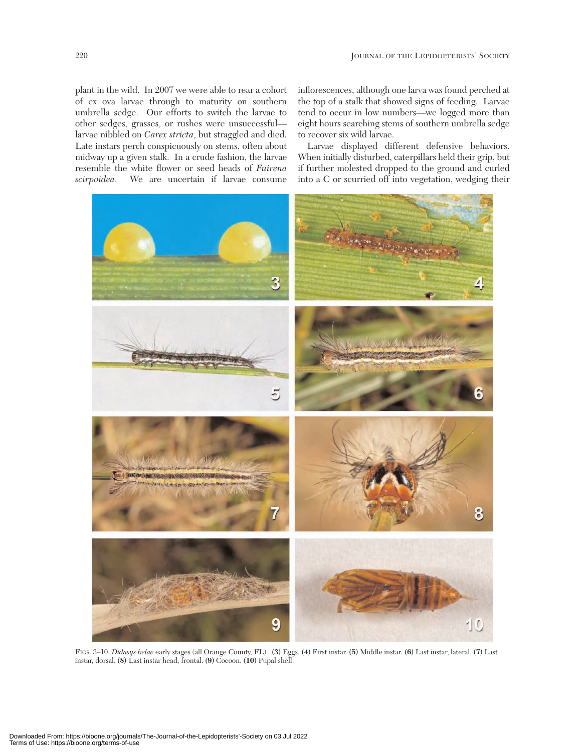plant in the wild. In 2007 we were able to rear a cohort of ex ova larvae through to maturity on southern umbrella sedge. Our efforts to switch the larvae to other sedges, grasses, or rushes were unsuccessful—larvae nibbled on *Carex stricta*, but straggled and died. Late instars perch conspicuously on stems, often about midway up a given stalk. In a crude fashion, the larvae resemble the white flower or seed heads of *Fuirena scirpoidea*. We are uncertain if larvae consume inflorescences, although one larva was found perched at the top of a stalk that showed signs of feeding. Larvae tend to occur in low numbers—we logged more than eight hours searching stems of southern umbrella sedge to recover six wild larvae.

Larvae displayed different defensive behaviors. When initially disturbed, caterpillars held their grip, but if further molested dropped to the ground and curled into a C or scurried off into vegetation, wedging their

FIGS. 3–10. *Didasys belae* early stages (all Orange County, FL). **(3)** Eggs. **(4)** First instar. **(5)** Middle instar. **(6)** Last instar, lateral. **(7)** Last instar, dorsal. **(8)** Last instar head, frontal. **(9)** Cocoon. **(10)** Pupal shell.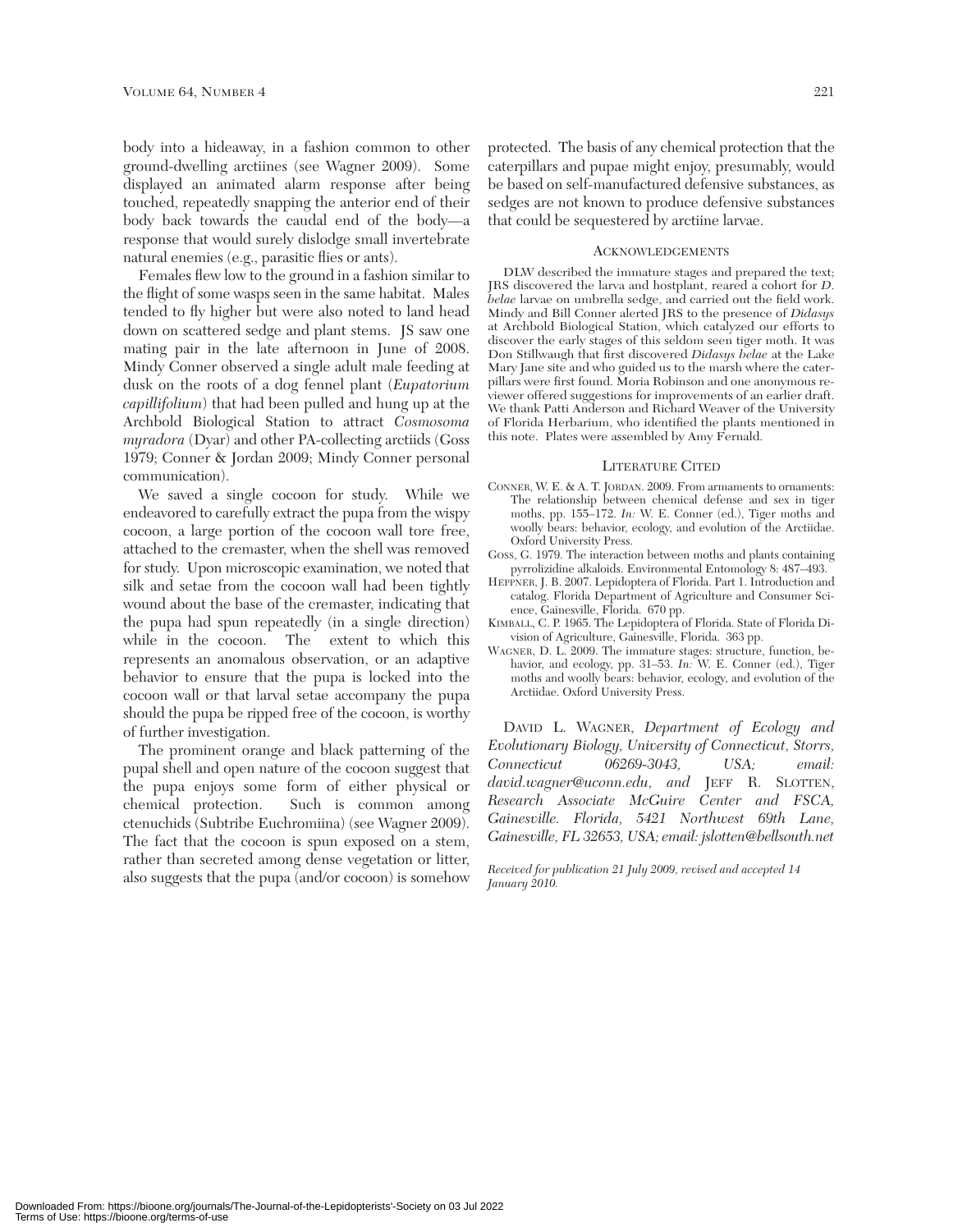body into a hideaway, in a fashion common to other ground-dwelling arctiines (see Wagner 2009). Some displayed an animated alarm response after being touched, repeatedly snapping the anterior end of their body back towards the caudal end of the body—a response that would surely dislodge small invertebrate natural enemies (e.g., parasitic flies or ants).

Females flew low to the ground in a fashion similar to the flight of some wasps seen in the same habitat. Males tended to fly higher but were also noted to land head down on scattered sedge and plant stems. JS saw one mating pair in the late afternoon in June of 2008. Mindy Conner observed a single adult male feeding at dusk on the roots of a dog fennel plant (*Eupatorium capillifolium*) that had been pulled and hung up at the Archbold Biological Station to attract *Cosmosoma myradora* (Dyar) and other PA-collecting arctiids (Goss 1979; Conner & Jordan 2009; Mindy Conner personal communication).

We saved a single cocoon for study. While we endeavored to carefully extract the pupa from the wispy cocoon, a large portion of the cocoon wall tore free, attached to the cremaster, when the shell was removed for study. Upon microscopic examination, we noted that silk and setae from the cocoon wall had been tightly wound about the base of the cremaster, indicating that the pupa had spun repeatedly (in a single direction) while in the cocoon. The extent to which this represents an anomalous observation, or an adaptive behavior to ensure that the pupa is locked into the cocoon wall or that larval setae accompany the pupa should the pupa be ripped free of the cocoon, is worthy of further investigation.

The prominent orange and black patterning of the pupal shell and open nature of the cocoon suggest that the pupa enjoys some form of either physical or chemical protection. Such is common among ctenuchids (Subtribe Euchromiina) (see Wagner 2009). The fact that the cocoon is spun exposed on a stem, rather than secreted among dense vegetation or litter, also suggests that the pupa (and/or cocoon) is somehow protected. The basis of any chemical protection that the caterpillars and pupae might enjoy, presumably, would be based on self-manufactured defensive substances, as sedges are not known to produce defensive substances that could be sequestered by arctiine larvae.

## Acknowledgements

DLW described the immature stages and prepared the text; JRS discovered the larva and hostplant, reared a cohort for *D. belae* larvae on umbrella sedge, and carried out the field work. Mindy and Bill Conner alerted JRS to the presence of *Didasys* at Archbold Biological Station, which catalyzed our efforts to discover the early stages of this seldom seen tiger moth. It was Don Stillwaugh that first discovered *Didasys belae* at the Lake Mary Jane site and who guided us to the marsh where the caterpillars were first found. Moria Robinson and one anonymous reviewer offered suggestions for improvements of an earlier draft. We thank Patti Anderson and Richard Weaver of the University of Florida Herbarium, who identified the plants mentioned in this note. Plates were assembled by Amy Fernald.

## Literature Cited

Conner, W. E. & A. T. Jordan. 2009. From armaments to ornaments: The relationship between chemical defense and sex in tiger moths, pp. 155–172. *In:* W. E. Conner (ed.), Tiger moths and woolly bears: behavior, ecology, and evolution of the Arctiidae. Oxford University Press.

Goss, G. 1979. The interaction between moths and plants containing pyrrolizidine alkaloids. Environmental Entomology 8: 487–493.

Heppner, J. B. 2007. Lepidoptera of Florida. Part 1. Introduction and catalog. Florida Department of Agriculture and Consumer Science, Gainesville, Florida. 670 pp.

Kimball, C. P. 1965. The Lepidoptera of Florida. State of Florida Division of Agriculture, Gainesville, Florida. 363 pp.

Wagner, D. L. 2009. The immature stages: structure, function, behavior, and ecology, pp. 31–53. *In:* W. E. Conner (ed.), Tiger moths and woolly bears: behavior, ecology, and evolution of the Arctiidae. Oxford University Press.

David L. Wagner, *Department of Ecology and Evolutionary Biology, University of Connecticut, Storrs, Connecticut 06269-3043, USA; email: david.wagner@uconn.edu, and* Jeff R. Slotten, *Research Associate McGuire Center and FSCA, Gainesville. Florida, 5421 Northwest 69th Lane, Gainesville, FL 32653, USA; email: jslotten@bellsouth.net*

*Received for publication 21 July 2009, revised and accepted 14 January 2010.*